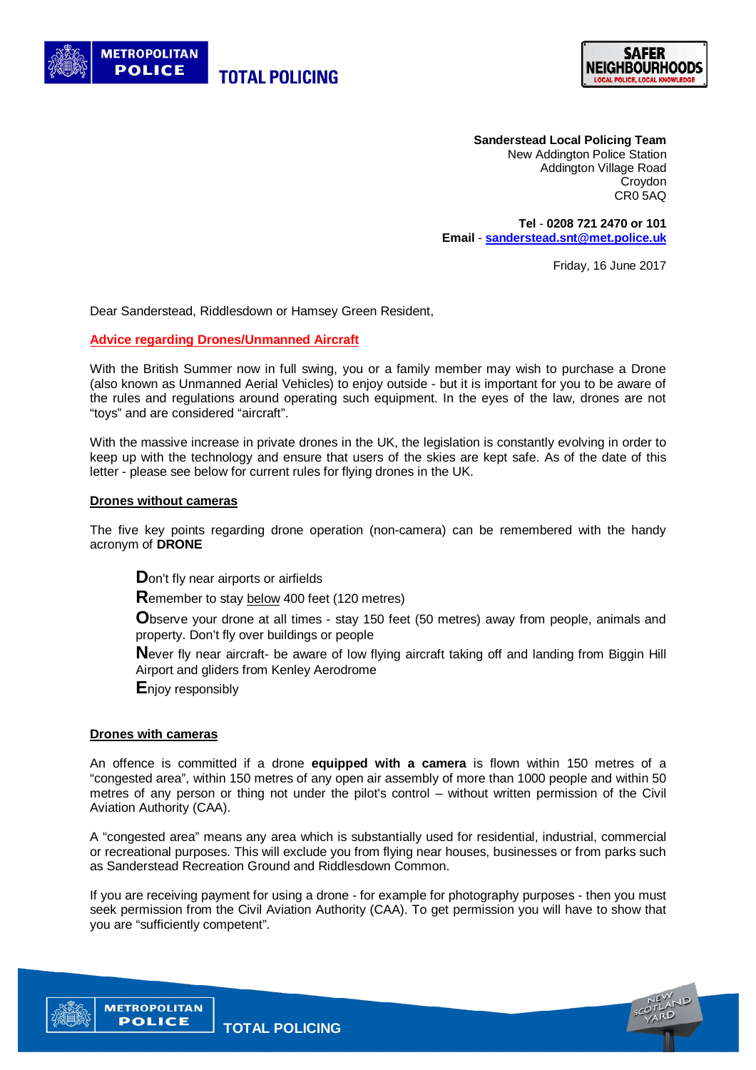METROPOLITAN POLICE TOTAL POLICING

SAFER NEIGHBOURHOODS LOCAL POLICE, LOCAL KNOWLEDGE

**Sanderstead Local Policing Team**
New Addington Police Station
Addington Village Road
Croydon
CR0 5AQ

**Tel** - **0208 721 2470 or 101**
**Email** - **sanderstead.snt@met.police.uk**

Friday, 16 June 2017

Dear Sanderstead, Riddlesdown or Hamsey Green Resident,

**Advice regarding Drones/Unmanned Aircraft**

With the British Summer now in full swing, you or a family member may wish to purchase a Drone (also known as Unmanned Aerial Vehicles) to enjoy outside - but it is important for you to be aware of the rules and regulations around operating such equipment. In the eyes of the law, drones are not "toys" and are considered "aircraft".

With the massive increase in private drones in the UK, the legislation is constantly evolving in order to keep up with the technology and ensure that users of the skies are kept safe. As of the date of this letter - please see below for current rules for flying drones in the UK.

**Drones without cameras**

The five key points regarding drone operation (non-camera) can be remembered with the handy acronym of **DRONE**

**D**on't fly near airports or airfields

**R**emember to stay below 400 feet (120 metres)

**O**bserve your drone at all times - stay 150 feet (50 metres) away from people, animals and property. Don't fly over buildings or people

**N**ever fly near aircraft- be aware of low flying aircraft taking off and landing from Biggin Hill Airport and gliders from Kenley Aerodrome

**E**njoy responsibly

**Drones with cameras**

An offence is committed if a drone **equipped with a camera** is flown within 150 metres of a "congested area", within 150 metres of any open air assembly of more than 1000 people and within 50 metres of any person or thing not under the pilot's control – without written permission of the Civil Aviation Authority (CAA).

A "congested area" means any area which is substantially used for residential, industrial, commercial or recreational purposes. This will exclude you from flying near houses, businesses or from parks such as Sanderstead Recreation Ground and Riddlesdown Common.

If you are receiving payment for using a drone - for example for photography purposes - then you must seek permission from the Civil Aviation Authority (CAA). To get permission you will have to show that you are "sufficiently competent".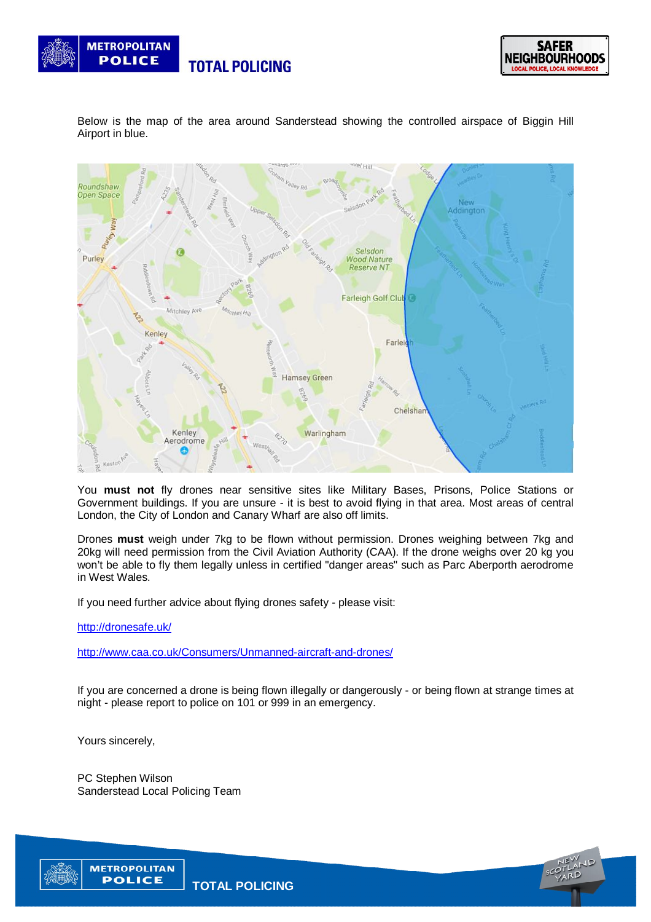Below is the map of the area around Sanderstead showing the controlled airspace of Biggin Hill Airport in blue.

You **must not** fly drones near sensitive sites like Military Bases, Prisons, Police Stations or Government buildings. If you are unsure - it is best to avoid flying in that area. Most areas of central London, the City of London and Canary Wharf are also off limits.

Drones **must** weigh under 7kg to be flown without permission. Drones weighing between 7kg and 20kg will need permission from the Civil Aviation Authority (CAA). If the drone weighs over 20 kg you won't be able to fly them legally unless in certified "danger areas" such as Parc Aberporth aerodrome in West Wales.

If you need further advice about flying drones safety - please visit:

http://dronesafe.uk/

http://www.caa.co.uk/Consumers/Unmanned-aircraft-and-drones/

If you are concerned a drone is being flown illegally or dangerously - or being flown at strange times at night - please report to police on 101 or 999 in an emergency.

Yours sincerely,

PC Stephen Wilson
Sanderstead Local Policing Team